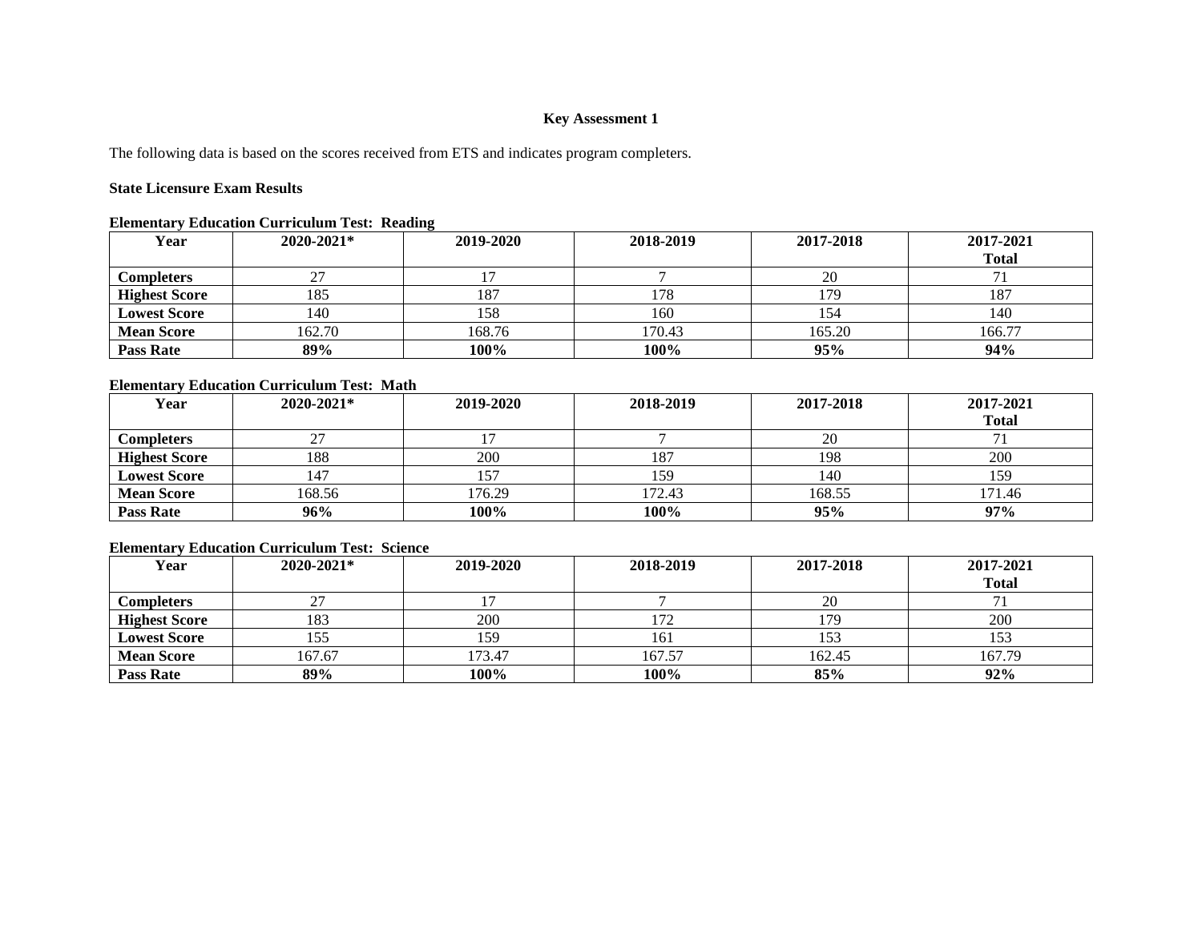**Key Assessment 1**

The following data is based on the scores received from ETS and indicates program completers.

**State Licensure Exam Results**

**Elementary Education Curriculum Test: Reading**

| Year | 2020-2021* | 2019-2020 | 2018-2019 | 2017-2018 | 2017-2021 Total |
|---|---|---|---|---|---|
| **Completers** | 27 | 17 | 7 | 20 | 71 |
| **Highest Score** | 185 | 187 | 178 | 179 | 187 |
| **Lowest Score** | 140 | 158 | 160 | 154 | 140 |
| **Mean Score** | 162.70 | 168.76 | 170.43 | 165.20 | 166.77 |
| **Pass Rate** | **89%** | **100%** | **100%** | **95%** | **94%** |

**Elementary Education Curriculum Test: Math**

| Year | 2020-2021* | 2019-2020 | 2018-2019 | 2017-2018 | 2017-2021 Total |
|---|---|---|---|---|---|
| **Completers** | 27 | 17 | 7 | 20 | 71 |
| **Highest Score** | 188 | 200 | 187 | 198 | 200 |
| **Lowest Score** | 147 | 157 | 159 | 140 | 159 |
| **Mean Score** | 168.56 | 176.29 | 172.43 | 168.55 | 171.46 |
| **Pass Rate** | **96%** | **100%** | **100%** | **95%** | **97%** |

**Elementary Education Curriculum Test: Science**

| Year | 2020-2021* | 2019-2020 | 2018-2019 | 2017-2018 | 2017-2021 Total |
|---|---|---|---|---|---|
| **Completers** | 27 | 17 | 7 | 20 | 71 |
| **Highest Score** | 183 | 200 | 172 | 179 | 200 |
| **Lowest Score** | 155 | 159 | 161 | 153 | 153 |
| **Mean Score** | 167.67 | 173.47 | 167.57 | 162.45 | 167.79 |
| **Pass Rate** | **89%** | **100%** | **100%** | **85%** | **92%** |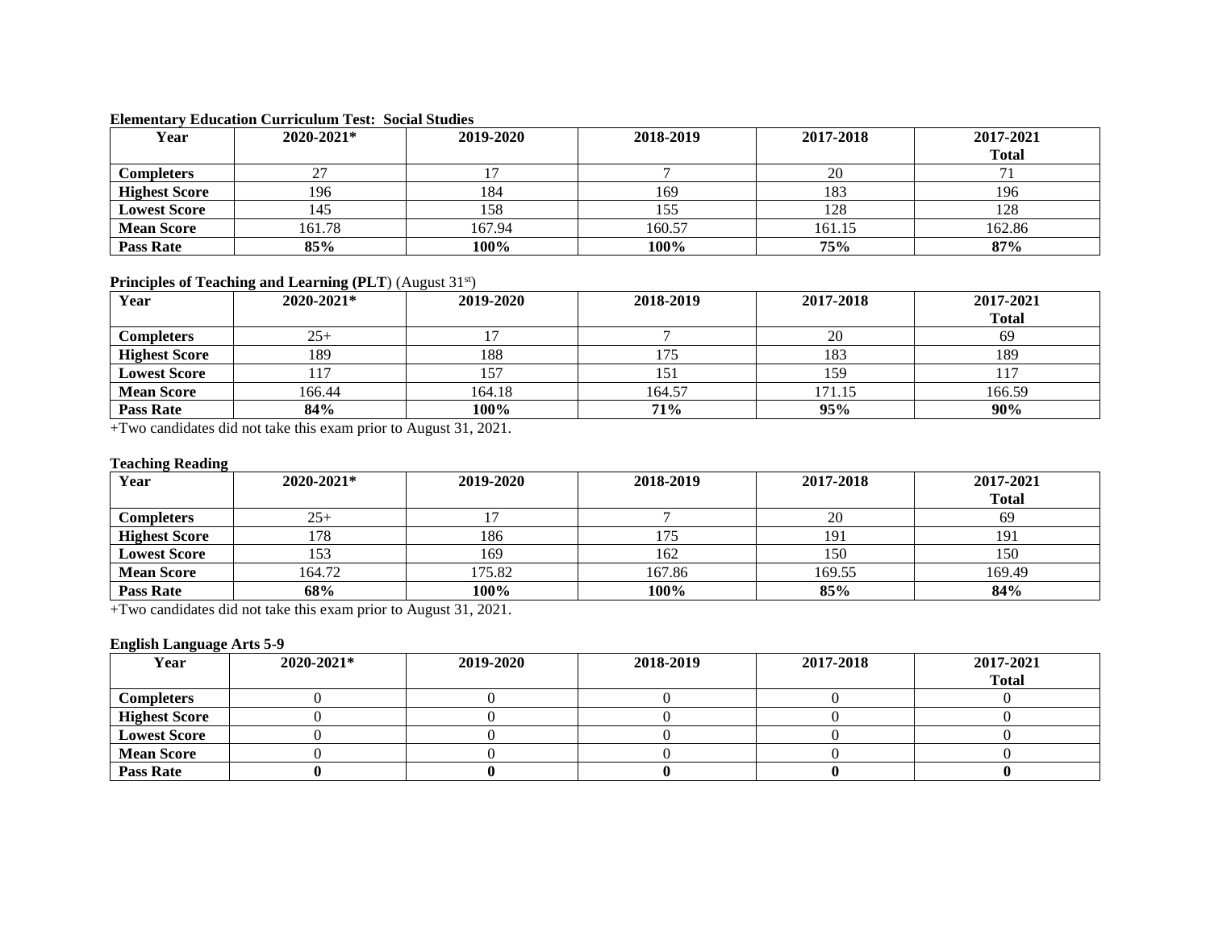**Elementary Education Curriculum Test: Social Studies**

| Year | 2020-2021* | 2019-2020 | 2018-2019 | 2017-2018 | 2017-2021 Total |
|---|---|---|---|---|---|
| **Completers** | 27 | 17 | 7 | 20 | 71 |
| **Highest Score** | 196 | 184 | 169 | 183 | 196 |
| **Lowest Score** | 145 | 158 | 155 | 128 | 128 |
| **Mean Score** | 161.78 | 167.94 | 160.57 | 161.15 | 162.86 |
| **Pass Rate** | **85%** | **100%** | **100%** | **75%** | **87%** |

**Principles of Teaching and Learning (PLT)** (August 31st)

| Year | 2020-2021* | 2019-2020 | 2018-2019 | 2017-2018 | 2017-2021 Total |
|---|---|---|---|---|---|
| **Completers** | 25+ | 17 | 7 | 20 | 69 |
| **Highest Score** | 189 | 188 | 175 | 183 | 189 |
| **Lowest Score** | 117 | 157 | 151 | 159 | 117 |
| **Mean Score** | 166.44 | 164.18 | 164.57 | 171.15 | 166.59 |
| **Pass Rate** | **84%** | **100%** | **71%** | **95%** | **90%** |

+Two candidates did not take this exam prior to August 31, 2021.

**Teaching Reading**

| Year | 2020-2021* | 2019-2020 | 2018-2019 | 2017-2018 | 2017-2021 Total |
|---|---|---|---|---|---|
| **Completers** | 25+ | 17 | 7 | 20 | 69 |
| **Highest Score** | 178 | 186 | 175 | 191 | 191 |
| **Lowest Score** | 153 | 169 | 162 | 150 | 150 |
| **Mean Score** | 164.72 | 175.82 | 167.86 | 169.55 | 169.49 |
| **Pass Rate** | **68%** | **100%** | **100%** | **85%** | **84%** |

+Two candidates did not take this exam prior to August 31, 2021.

**English Language Arts 5-9**

| Year | 2020-2021* | 2019-2020 | 2018-2019 | 2017-2018 | 2017-2021 Total |
|---|---|---|---|---|---|
| **Completers** | 0 | 0 | 0 | 0 | 0 |
| **Highest Score** | 0 | 0 | 0 | 0 | 0 |
| **Lowest Score** | 0 | 0 | 0 | 0 | 0 |
| **Mean Score** | 0 | 0 | 0 | 0 | 0 |
| **Pass Rate** | **0** | **0** | **0** | **0** | **0** |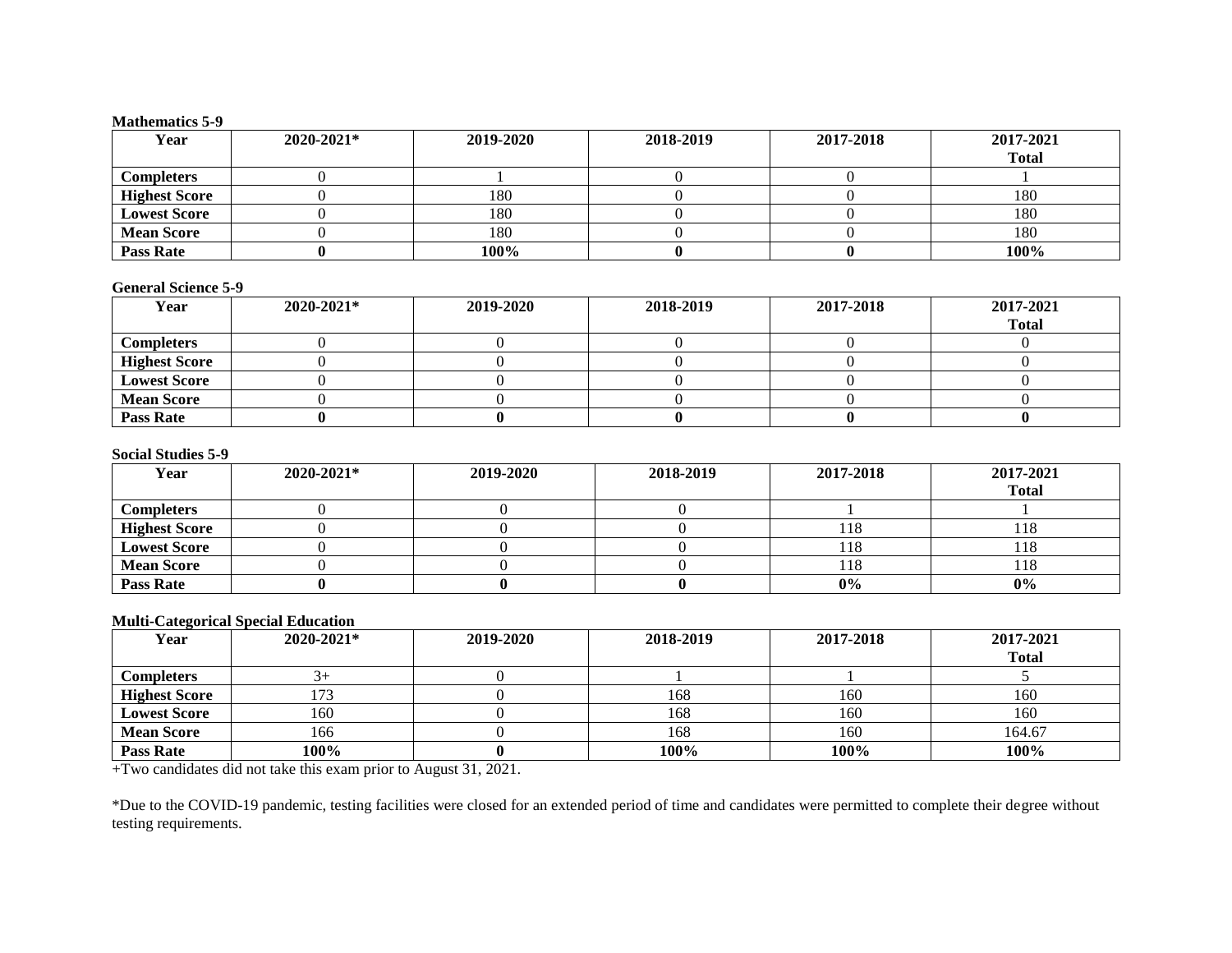**Mathematics 5-9**

| Year | 2020-2021* | 2019-2020 | 2018-2019 | 2017-2018 | 2017-2021 Total |
|---|---|---|---|---|---|
| **Completers** | 0 | 1 | 0 | 0 | 1 |
| **Highest Score** | 0 | 180 | 0 | 0 | 180 |
| **Lowest Score** | 0 | 180 | 0 | 0 | 180 |
| **Mean Score** | 0 | 180 | 0 | 0 | 180 |
| **Pass Rate** | **0** | **100%** | **0** | **0** | **100%** |

**General Science 5-9**

| Year | 2020-2021* | 2019-2020 | 2018-2019 | 2017-2018 | 2017-2021 Total |
|---|---|---|---|---|---|
| **Completers** | 0 | 0 | 0 | 0 | 0 |
| **Highest Score** | 0 | 0 | 0 | 0 | 0 |
| **Lowest Score** | 0 | 0 | 0 | 0 | 0 |
| **Mean Score** | 0 | 0 | 0 | 0 | 0 |
| **Pass Rate** | **0** | **0** | **0** | **0** | **0** |

**Social Studies 5-9**

| Year | 2020-2021* | 2019-2020 | 2018-2019 | 2017-2018 | 2017-2021 Total |
|---|---|---|---|---|---|
| **Completers** | 0 | 0 | 0 | 1 | 1 |
| **Highest Score** | 0 | 0 | 0 | 118 | 118 |
| **Lowest Score** | 0 | 0 | 0 | 118 | 118 |
| **Mean Score** | 0 | 0 | 0 | 118 | 118 |
| **Pass Rate** | **0** | **0** | **0** | **0%** | **0%** |

**Multi-Categorical Special Education**

| Year | 2020-2021* | 2019-2020 | 2018-2019 | 2017-2018 | 2017-2021 Total |
|---|---|---|---|---|---|
| **Completers** | 3+ | 0 | 1 | 1 | 5 |
| **Highest Score** | 173 | 0 | 168 | 160 | 160 |
| **Lowest Score** | 160 | 0 | 168 | 160 | 160 |
| **Mean Score** | 166 | 0 | 168 | 160 | 164.67 |
| **Pass Rate** | **100%** | **0** | **100%** | **100%** | **100%** |

+Two candidates did not take this exam prior to August 31, 2021.

*Due to the COVID-19 pandemic, testing facilities were closed for an extended period of time and candidates were permitted to complete their degree without testing requirements.